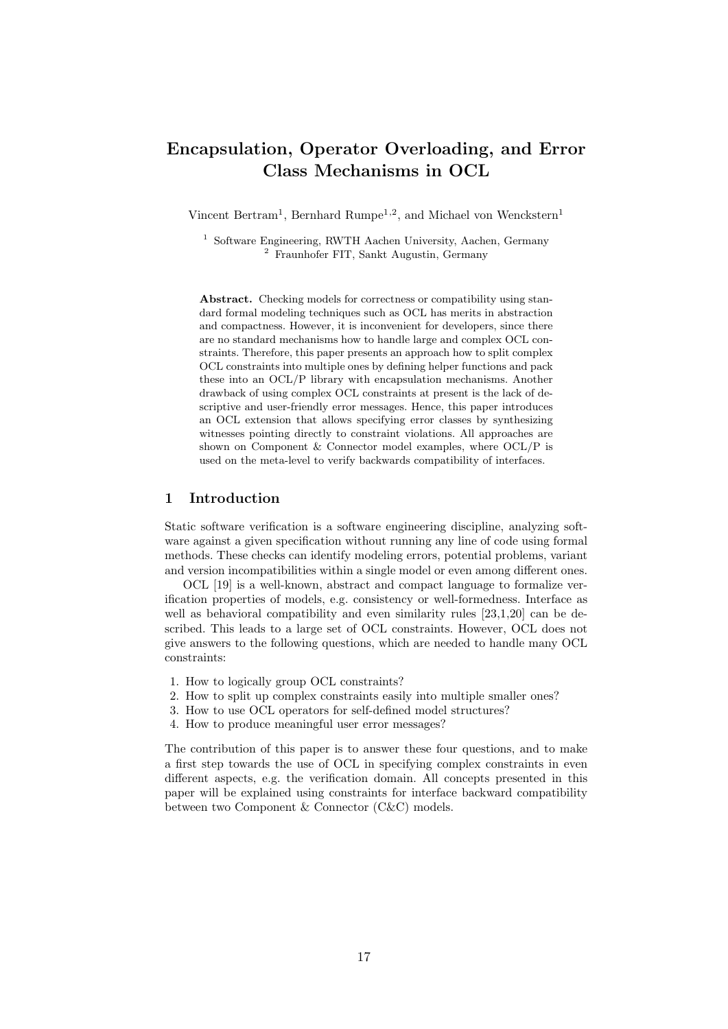# Encapsulation, Operator Overloading, and Error Class Mechanisms in OCL

Vincent Bertram[1], Bernhard Rumpe[1,2], and Michael von Wenckstern[1]

[1] Software Engineering, RWTH Aachen University, Aachen, Germany
[2] Fraunhofer FIT, Sankt Augustin, Germany

**Abstract.** Checking models for correctness or compatibility using standard formal modeling techniques such as OCL has merits in abstraction and compactness. However, it is inconvenient for developers, since there are no standard mechanisms how to handle large and complex OCL constraints. Therefore, this paper presents an approach how to split complex OCL constraints into multiple ones by defining helper functions and pack these into an OCL/P library with encapsulation mechanisms. Another drawback of using complex OCL constraints at present is the lack of descriptive and user-friendly error messages. Hence, this paper introduces an OCL extension that allows specifying error classes by synthesizing witnesses pointing directly to constraint violations. All approaches are shown on Component & Connector model examples, where OCL/P is used on the meta-level to verify backwards compatibility of interfaces.

## 1 Introduction

Static software verification is a software engineering discipline, analyzing software against a given specification without running any line of code using formal methods. These checks can identify modeling errors, potential problems, variant and version incompatibilities within a single model or even among different ones.

OCL [19] is a well-known, abstract and compact language to formalize verification properties of models, e.g. consistency or well-formedness. Interface as well as behavioral compatibility and even similarity rules [23,1,20] can be described. This leads to a large set of OCL constraints. However, OCL does not give answers to the following questions, which are needed to handle many OCL constraints:

1. How to logically group OCL constraints?
2. How to split up complex constraints easily into multiple smaller ones?
3. How to use OCL operators for self-defined model structures?
4. How to produce meaningful user error messages?

The contribution of this paper is to answer these four questions, and to make a first step towards the use of OCL in specifying complex constraints in even different aspects, e.g. the verification domain. All concepts presented in this paper will be explained using constraints for interface backward compatibility between two Component & Connector (C&C) models.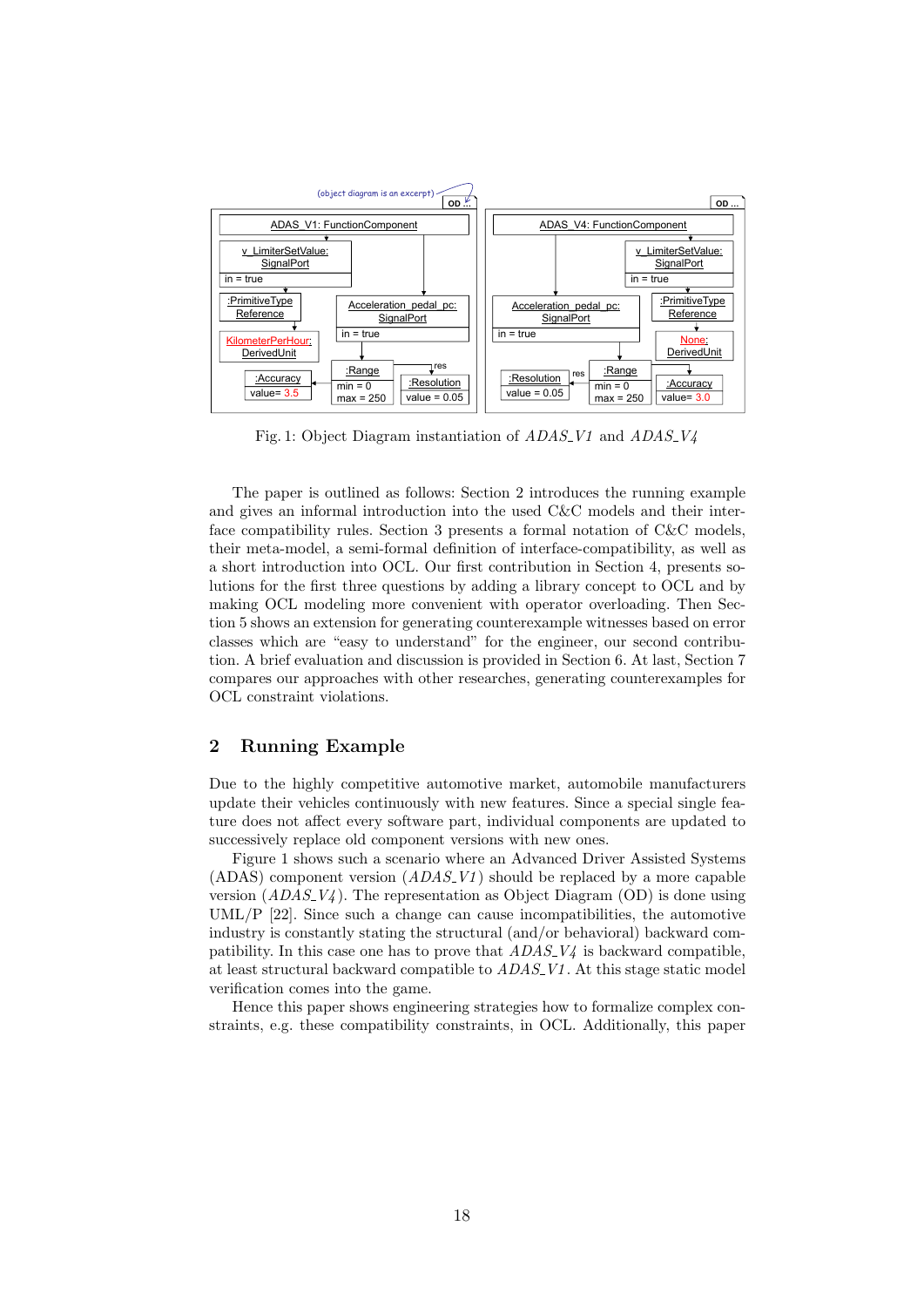Fig. 1: Object Diagram instantiation of *ADAS_V1* and *ADAS_V4*

The paper is outlined as follows: Section 2 introduces the running example and gives an informal introduction into the used C&C models and their interface compatibility rules. Section 3 presents a formal notation of C&C models, their meta-model, a semi-formal definition of interface-compatibility, as well as a short introduction into OCL. Our first contribution in Section 4, presents solutions for the first three questions by adding a library concept to OCL and by making OCL modeling more convenient with operator overloading. Then Section 5 shows an extension for generating counterexample witnesses based on error classes which are "easy to understand" for the engineer, our second contribution. A brief evaluation and discussion is provided in Section 6. At last, Section 7 compares our approaches with other researches, generating counterexamples for OCL constraint violations.

## 2 Running Example

Due to the highly competitive automotive market, automobile manufacturers update their vehicles continuously with new features. Since a special single feature does not affect every software part, individual components are updated to successively replace old component versions with new ones.

Figure 1 shows such a scenario where an Advanced Driver Assisted Systems (ADAS) component version (*ADAS_V1*) should be replaced by a more capable version (*ADAS_V4*). The representation as Object Diagram (OD) is done using UML/P [22]. Since such a change can cause incompatibilities, the automotive industry is constantly stating the structural (and/or behavioral) backward compatibility. In this case one has to prove that *ADAS_V4* is backward compatible, at least structural backward compatible to *ADAS_V1*. At this stage static model verification comes into the game.

Hence this paper shows engineering strategies how to formalize complex constraints, e.g. these compatibility constraints, in OCL. Additionally, this paper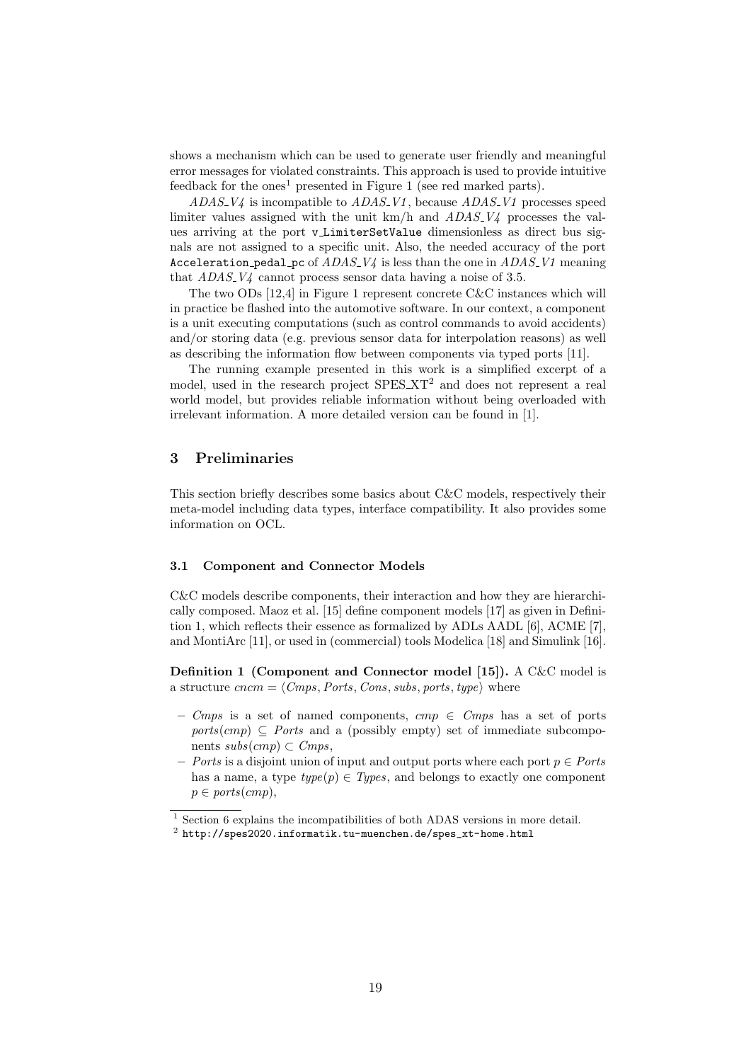shows a mechanism which can be used to generate user friendly and meaningful error messages for violated constraints. This approach is used to provide intuitive feedback for the ones[1] presented in Figure 1 (see red marked parts).

*ADAS_V4* is incompatible to *ADAS_V1*, because *ADAS_V1* processes speed limiter values assigned with the unit km/h and *ADAS_V4* processes the values arriving at the port `v_LimiterSetValue` dimensionless as direct bus signals are not assigned to a specific unit. Also, the needed accuracy of the port `Acceleration_pedal_pc` of *ADAS_V4* is less than the one in *ADAS_V1* meaning that *ADAS_V4* cannot process sensor data having a noise of 3.5.

The two ODs [12,4] in Figure 1 represent concrete C&C instances which will in practice be flashed into the automotive software. In our context, a component is a unit executing computations (such as control commands to avoid accidents) and/or storing data (e.g. previous sensor data for interpolation reasons) as well as describing the information flow between components via typed ports [11].

The running example presented in this work is a simplified excerpt of a model, used in the research project SPES_XT[2] and does not represent a real world model, but provides reliable information without being overloaded with irrelevant information. A more detailed version can be found in [1].

## 3 Preliminaries

This section briefly describes some basics about C&C models, respectively their meta-model including data types, interface compatibility. It also provides some information on OCL.

### 3.1 Component and Connector Models

C&C models describe components, their interaction and how they are hierarchically composed. Maoz et al. [15] define component models [17] as given in Definition 1, which reflects their essence as formalized by ADLs AADL [6], ACME [7], and MontiArc [11], or used in (commercial) tools Modelica [18] and Simulink [16].

**Definition 1 (Component and Connector model [15]).** A C&C model is a structure $cncm = \langle Cmps, Ports, Cons, subs, ports, type \rangle$ where

- $Cmps$ is a set of named components, $cmp \in Cmps$ has a set of ports $ports(cmp) \subseteq Ports$ and a (possibly empty) set of immediate subcomponents $subs(cmp) \subset Cmps$,
- $Ports$ is a disjoint union of input and output ports where each port $p \in Ports$ has a name, a type $type(p) \in Types$, and belongs to exactly one component $p \in ports(cmp)$,

[1] Section 6 explains the incompatibilities of both ADAS versions in more detail.

[2] `http://spes2020.informatik.tu-muenchen.de/spes_xt-home.html`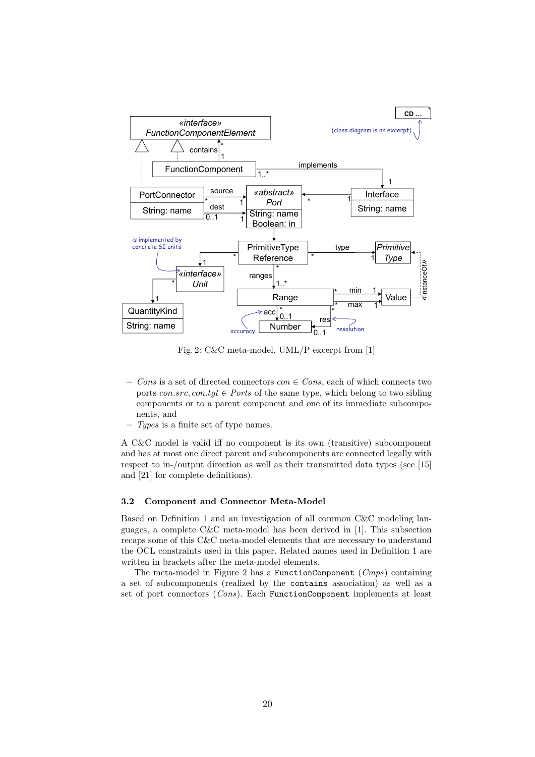Fig. 2: C&C meta-model, UML/P excerpt from [1]

- *Cons* is a set of directed connectors $con \in Cons$, each of which connects two ports $con.src, con.tgt \in Ports$ of the same type, which belong to two sibling components or to a parent component and one of its immediate subcomponents, and
- *Types* is a finite set of type names.

A C&C model is valid iff no component is its own (transitive) subcomponent and has at most one direct parent and subcomponents are connected legally with respect to in-/output direction as well as their transmitted data types (see [15] and [21] for complete definitions).

### 3.2 Component and Connector Meta-Model

Based on Definition 1 and an investigation of all common C&C modeling languages, a complete C&C meta-model has been derived in [1]. This subsection recaps some of this C&C meta-model elements that are necessary to understand the OCL constraints used in this paper. Related names used in Definition 1 are written in brackets after the meta-model elements.

The meta-model in Figure 2 has a `FunctionComponent` (*Cmps*) containing a set of subcomponents (realized by the `contains` association) as well as a set of port connectors (*Cons*). Each `FunctionComponent` implements at least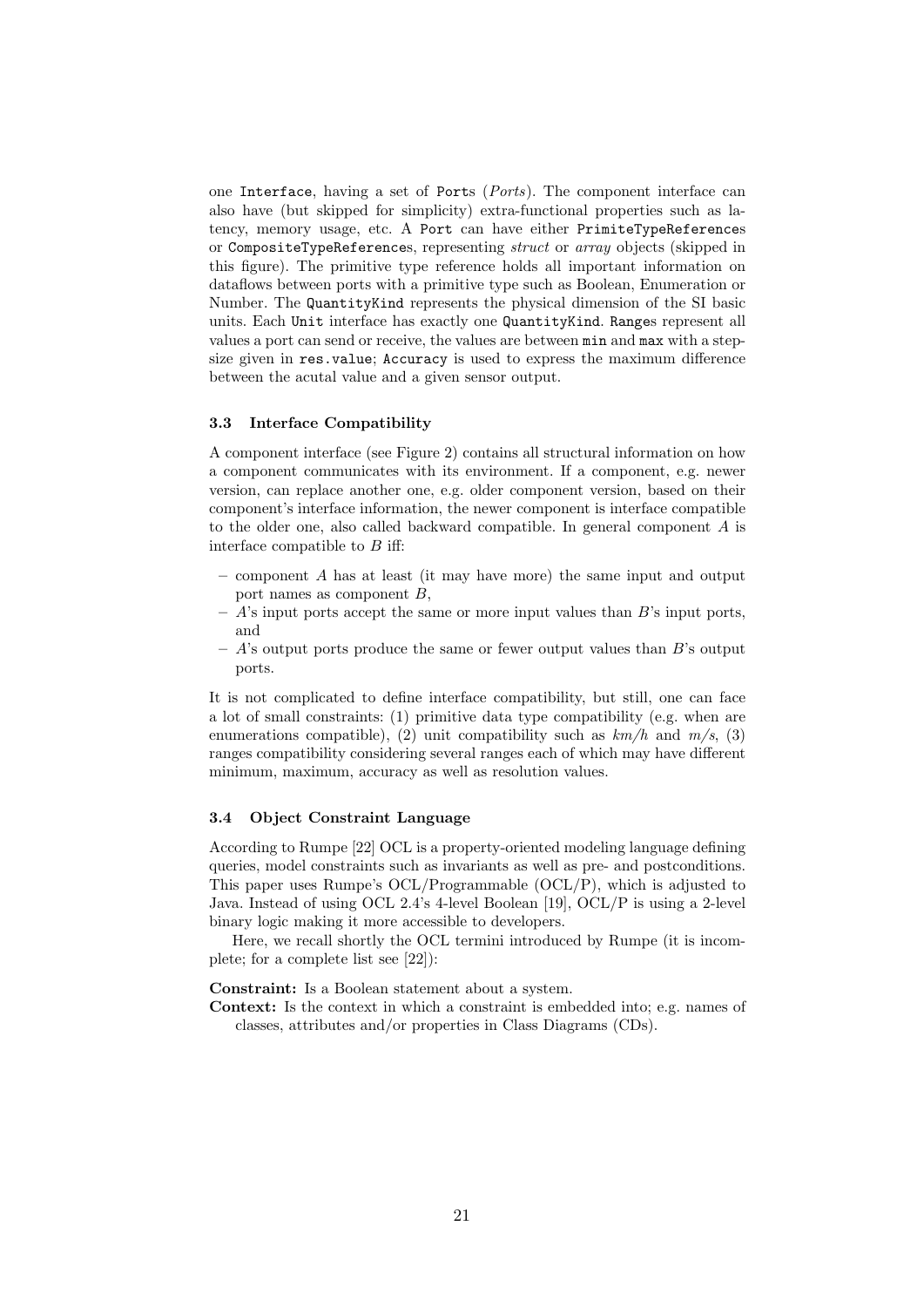one `Interface`, having a set of `Port`s (*Ports*). The component interface can also have (but skipped for simplicity) extra-functional properties such as latency, memory usage, etc. A `Port` can have either `PrimiteTypeReference`s or `CompositeTypeReference`s, representing *struct* or *array* objects (skipped in this figure). The primitive type reference holds all important information on dataflows between ports with a primitive type such as Boolean, Enumeration or Number. The `QuantityKind` represents the physical dimension of the SI basic units. Each `Unit` interface has exactly one `QuantityKind`. `Range`s represent all values a port can send or receive, the values are between `min` and `max` with a step-size given in `res.value`; `Accuracy` is used to express the maximum difference between the acutal value and a given sensor output.

### 3.3 Interface Compatibility

A component interface (see Figure 2) contains all structural information on how a component communicates with its environment. If a component, e.g. newer version, can replace another one, e.g. older component version, based on their component's interface information, the newer component is interface compatible to the older one, also called backward compatible. In general component $A$ is interface compatible to $B$ iff:

- component $A$ has at least (it may have more) the same input and output port names as component $B$,
- $A$'s input ports accept the same or more input values than $B$'s input ports, and
- $A$'s output ports produce the same or fewer output values than $B$'s output ports.

It is not complicated to define interface compatibility, but still, one can face a lot of small constraints: (1) primitive data type compatibility (e.g. when are enumerations compatible), (2) unit compatibility such as *km/h* and *m/s*, (3) ranges compatibility considering several ranges each of which may have different minimum, maximum, accuracy as well as resolution values.

### 3.4 Object Constraint Language

According to Rumpe [22] OCL is a property-oriented modeling language defining queries, model constraints such as invariants as well as pre- and postconditions. This paper uses Rumpe's OCL/Programmable (OCL/P), which is adjusted to Java. Instead of using OCL 2.4's 4-level Boolean [19], OCL/P is using a 2-level binary logic making it more accessible to developers.

Here, we recall shortly the OCL termini introduced by Rumpe (it is incomplete; for a complete list see [22]):

**Constraint:** Is a Boolean statement about a system.

**Context:** Is the context in which a constraint is embedded into; e.g. names of classes, attributes and/or properties in Class Diagrams (CDs).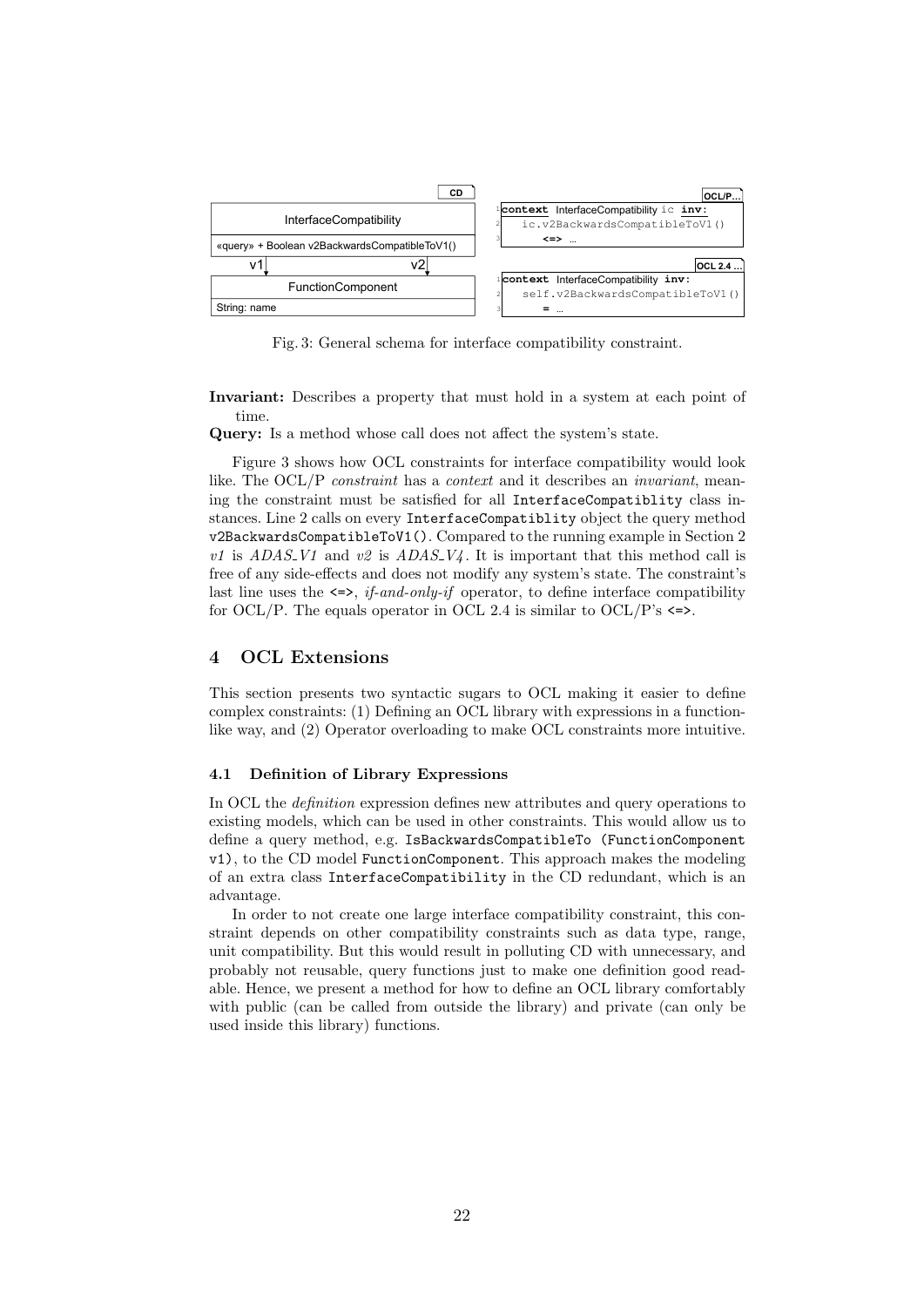```
CD
InterfaceCompatibility
«query» + Boolean v2BackwardsCompatibleToV1()
v1  v2
FunctionComponent
String: name
```

```
OCL/P
1 context InterfaceCompatibility ic inv:
2    ic.v2BackwardsCompatibleToV1()
3        <=> ...
```

```
OCL 2.4
1 context InterfaceCompatibility inv:
2    self.v2BackwardsCompatibleToV1()
3        = ...
```

Fig. 3: General schema for interface compatibility constraint.

**Invariant:** Describes a property that must hold in a system at each point of time.

**Query:** Is a method whose call does not affect the system's state.

Figure 3 shows how OCL constraints for interface compatibility would look like. The OCL/P *constraint* has a *context* and it describes an *invariant*, meaning the constraint must be satisfied for all `InterfaceCompatiblity` class instances. Line 2 calls on every `InterfaceCompatiblity` object the query method `v2BackwardsCompatibleToV1()`. Compared to the running example in Section 2 *v1* is *ADAS_V1* and *v2* is *ADAS_V4*. It is important that this method call is free of any side-effects and does not modify any system's state. The constraint's last line uses the `<=>`, *if-and-only-if* operator, to define interface compatibility for OCL/P. The equals operator in OCL 2.4 is similar to OCL/P's `<=>`.

## 4 OCL Extensions

This section presents two syntactic sugars to OCL making it easier to define complex constraints: (1) Defining an OCL library with expressions in a function-like way, and (2) Operator overloading to make OCL constraints more intuitive.

### 4.1 Definition of Library Expressions

In OCL the *definition* expression defines new attributes and query operations to existing models, which can be used in other constraints. This would allow us to define a query method, e.g. `IsBackwardsCompatibleTo (FunctionComponent v1)`, to the CD model `FunctionComponent`. This approach makes the modeling of an extra class `InterfaceCompatibility` in the CD redundant, which is an advantage.

In order to not create one large interface compatibility constraint, this constraint depends on other compatibility constraints such as data type, range, unit compatibility. But this would result in polluting CD with unnecessary, and probably not reusable, query functions just to make one definition good readable. Hence, we present a method for how to define an OCL library comfortably with public (can be called from outside the library) and private (can only be used inside this library) functions.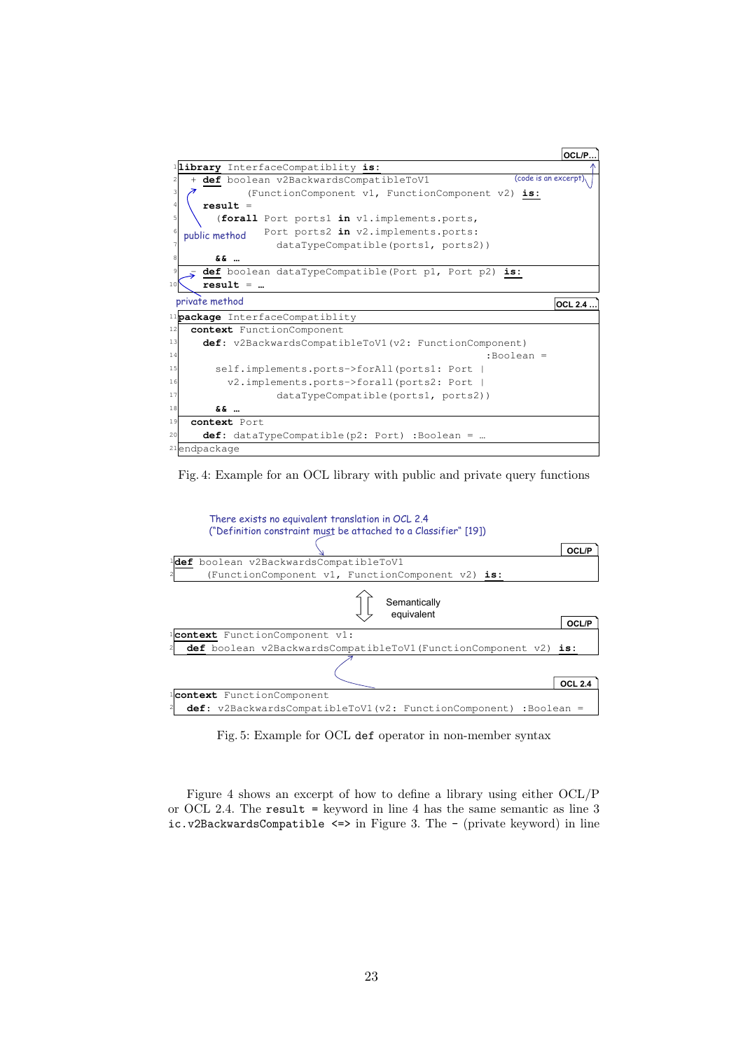OCL/P...

```
library InterfaceCompatiblity is:
  + def boolean v2BackwardsCompatibleToV1                    (code is an excerpt)
         (FunctionComponent v1, FunctionComponent v2) is:
    result =
      (forall Port ports1 in v1.implements.ports,
              Port ports2 in v2.implements.ports:
                dataTypeCompatible(ports1, ports2))
      && …
  - def boolean dataTypeCompatible(Port p1, Port p2) is:
    result = …
```

public method

private method

OCL 2.4 ...

```
package InterfaceCompatiblity
  context FunctionComponent
    def: v2BackwardsCompatibleToV1(v2: FunctionComponent)
                                                    :Boolean =
      self.implements.ports->forAll(ports1: Port |
        v2.implements.ports->forall(ports2: Port |
                dataTypeCompatible(ports1, ports2))
      && …
  context Port
    def: dataTypeCompatible(p2: Port) :Boolean = …
endpackage
```

Fig. 4: Example for an OCL library with public and private query functions

There exists no equivalent translation in OCL 2.4
("Definition constraint must be attached to a Classifier" [19])

OCL/P

```
def boolean v2BackwardsCompatibleToV1
     (FunctionComponent v1, FunctionComponent v2) is:
```

Semantically equivalent

OCL/P

```
context FunctionComponent v1:
  def boolean v2BackwardsCompatibleToV1(FunctionComponent v2) is:
```

OCL 2.4

```
context FunctionComponent
  def: v2BackwardsCompatibleToV1(v2: FunctionComponent) :Boolean =
```

Fig. 5: Example for OCL `def` operator in non-member syntax

Figure 4 shows an excerpt of how to define a library using either OCL/P or OCL 2.4. The `result =` keyword in line 4 has the same semantic as line 3 `ic.v2BackwardsCompatible <=>` in Figure 3. The `-` (private keyword) in line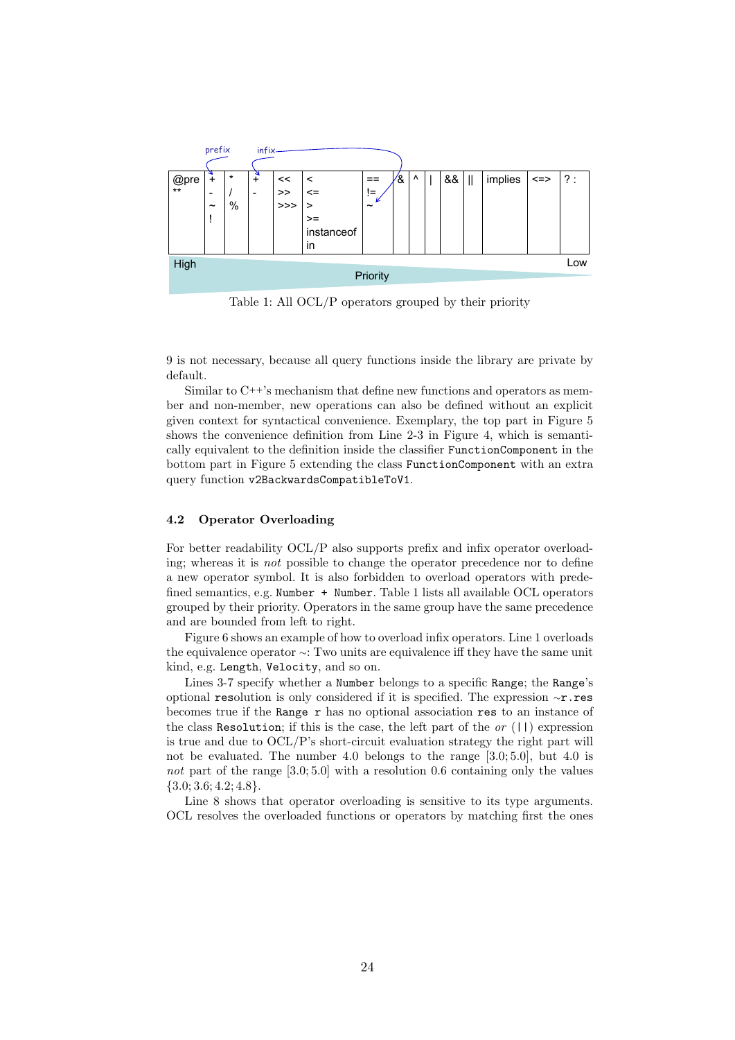| @pre<br>** | +<br>-<br>~<br>! | *<br>/<br>% | +<br>- | <<<br>>><br>>>> | <<br><=<br>><br>>=<br>instanceof<br>in | ==<br>!=<br>~ | & | ^ | \| | && | \|\| | implies | <=> | ? : |
|---|---|---|---|---|---|---|---|---|---|---|---|---|---|---|

High — Priority — Low

Table 1: All OCL/P operators grouped by their priority

9 is not necessary, because all query functions inside the library are private by default.

Similar to C++'s mechanism that define new functions and operators as member and non-member, new operations can also be defined without an explicit given context for syntactical convenience. Exemplary, the top part in Figure 5 shows the convenience definition from Line 2-3 in Figure 4, which is semantically equivalent to the definition inside the classifier `FunctionComponent` in the bottom part in Figure 5 extending the class `FunctionComponent` with an extra query function `v2BackwardsCompatibleToV1`.

### 4.2 Operator Overloading

For better readability OCL/P also supports prefix and infix operator overloading; whereas it is *not* possible to change the operator precedence nor to define a new operator symbol. It is also forbidden to overload operators with predefined semantics, e.g. `Number + Number`. Table 1 lists all available OCL operators grouped by their priority. Operators in the same group have the same precedence and are bounded from left to right.

Figure 6 shows an example of how to overload infix operators. Line 1 overloads the equivalence operator ~: Two units are equivalence iff they have the same unit kind, e.g. `Length`, `Velocity`, and so on.

Lines 3-7 specify whether a `Number` belongs to a specific `Range`; the `Range`'s optional `resolution` is only considered if it is specified. The expression ~`r.res` becomes true if the `Range r` has no optional association `res` to an instance of the class `Resolution`; if this is the case, the left part of the *or* (`||`) expression is true and due to OCL/P's short-circuit evaluation strategy the right part will not be evaluated. The number 4.0 belongs to the range $[3.0; 5.0]$, but 4.0 is *not* part of the range $[3.0; 5.0]$ with a resolution 0.6 containing only the values $\{3.0; 3.6; 4.2; 4.8\}$.

Line 8 shows that operator overloading is sensitive to its type arguments. OCL resolves the overloaded functions or operators by matching first the ones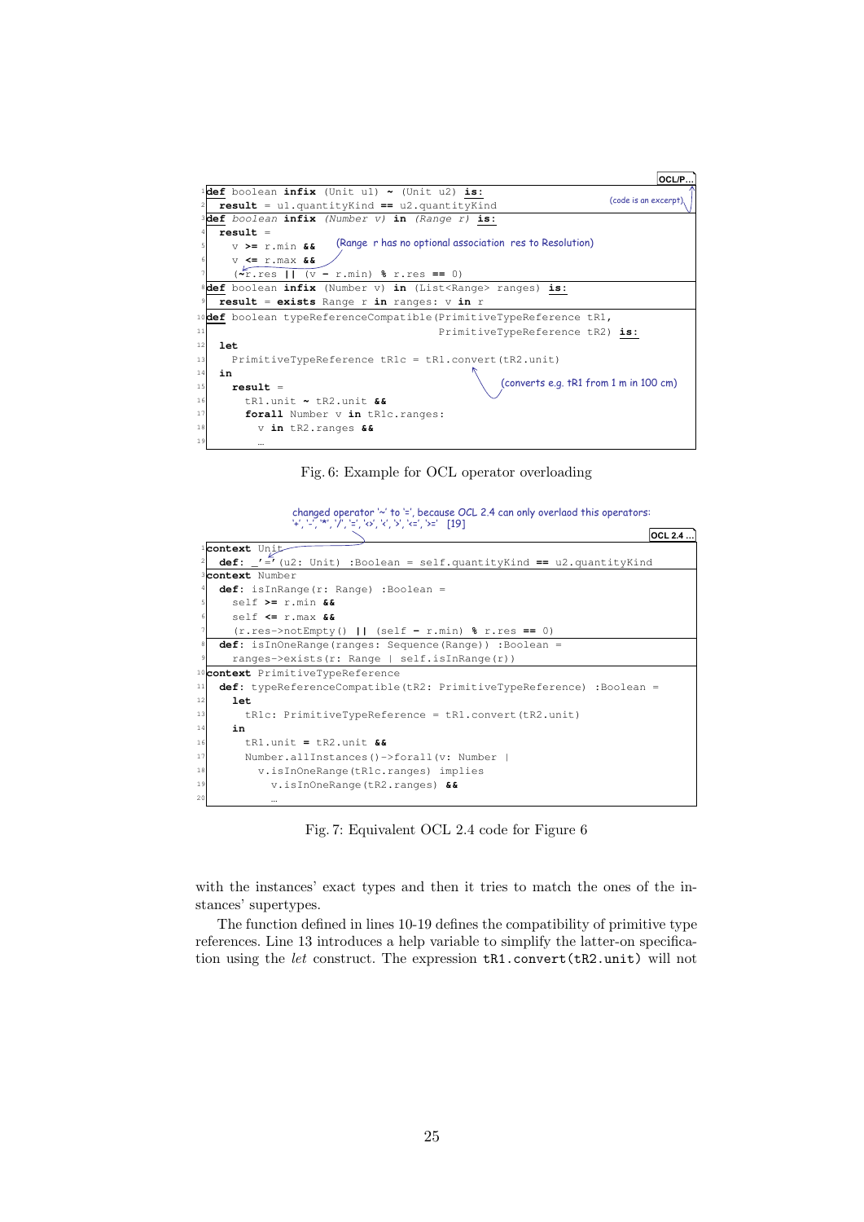```
OCL/P...
1  def boolean infix (Unit u1) ~ (Unit u2) is:                      (code is an excerpt)
2    result = u1.quantityKind == u2.quantityKind
3  def boolean infix (Number v) in (Range r) is:
4    result =
5      v >= r.min &&        (Range r has no optional association res to Resolution)
6      v <= r.max &&
7      (~r.res || (v - r.min) % r.res == 0)
8  def boolean infix (Number v) in (List<Range> ranges) is:
9    result = exists Range r in ranges: v in r
10 def boolean typeReferenceCompatible(PrimitiveTypeReference tR1,
11                                     PrimitiveTypeReference tR2) is:
12   let
13     PrimitiveTypeReference tR1c = tR1.convert(tR2.unit)
14   in                                    (converts e.g. tR1 from 1 m in 100 cm)
15     result =
16       tR1.unit ~ tR2.unit &&
17       forall Number v in tR1c.ranges:
18         v in tR2.ranges &&
19         …
```

Fig. 6: Example for OCL operator overloading

```
changed operator '~' to '=', because OCL 2.4 can only overlaod this operators:
'+', '-', '*', '/', '=', '<>', '<', '>', '<=', '>=' [19]
OCL 2.4 ...
1  context Unit
2    def: _'=' (u2: Unit) :Boolean = self.quantityKind == u2.quantityKind
3  context Number
4    def: isInRange(r: Range) :Boolean =
5      self >= r.min &&
6      self <= r.max &&
7      (r.res->notEmpty() || (self - r.min) % r.res == 0)
8    def: isInOneRange(ranges: Sequence(Range)) :Boolean =
9      ranges->exists(r: Range | self.isInRange(r))
10 context PrimitiveTypeReference
11   def: typeReferenceCompatible(tR2: PrimitiveTypeReference) :Boolean =
12     let
13       tR1c: PrimitiveTypeReference = tR1.convert(tR2.unit)
14     in
16       tR1.unit = tR2.unit &&
17       Number.allInstances()->forall(v: Number |
18         v.isInOneRange(tR1c.ranges) implies
19           v.isInOneRange(tR2.ranges) &&
20           …
```

Fig. 7: Equivalent OCL 2.4 code for Figure 6

with the instances' exact types and then it tries to match the ones of the instances' supertypes.

The function defined in lines 10-19 defines the compatibility of primitive type references. Line 13 introduces a help variable to simplify the latter-on specification using the *let* construct. The expression `tR1.convert(tR2.unit)` will not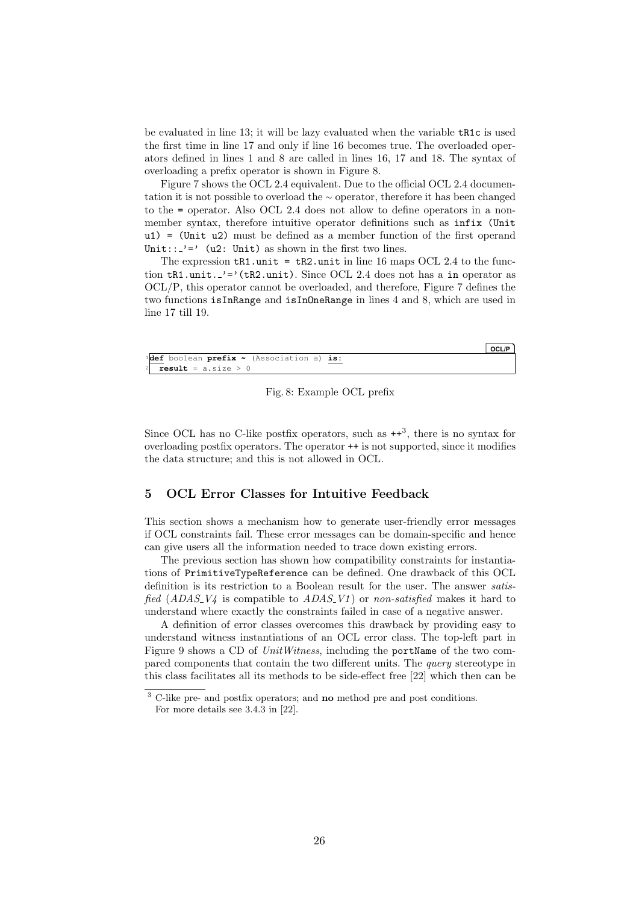be evaluated in line 13; it will be lazy evaluated when the variable `tR1c` is used the first time in line 17 and only if line 16 becomes true. The overloaded operators defined in lines 1 and 8 are called in lines 16, 17 and 18. The syntax of overloading a prefix operator is shown in Figure 8.

Figure 7 shows the OCL 2.4 equivalent. Due to the official OCL 2.4 documentation it is not possible to overload the ~ operator, therefore it has been changed to the `=` operator. Also OCL 2.4 does not allow to define operators in a non-member syntax, therefore intuitive operator definitions such as `infix (Unit u1) = (Unit u2)` must be defined as a member function of the first operand `Unit::_'='  (u2: Unit)` as shown in the first two lines.

The expression `tR1.unit = tR2.unit` in line 16 maps OCL 2.4 to the function `tR1.unit._'='(tR2.unit)`. Since OCL 2.4 does not has a `in` operator as OCL/P, this operator cannot be overloaded, and therefore, Figure 7 defines the two functions `isInRange` and `isInOneRange` in lines 4 and 8, which are used in line 17 till 19.

```
OCL/P
1 def boolean prefix ~ (Association a) is:
2   result = a.size > 0
```

Fig. 8: Example OCL prefix

Since OCL has no C-like postfix operators, such as `++`[3], there is no syntax for overloading postfix operators. The operator `++` is not supported, since it modifies the data structure; and this is not allowed in OCL.

## 5 OCL Error Classes for Intuitive Feedback

This section shows a mechanism how to generate user-friendly error messages if OCL constraints fail. These error messages can be domain-specific and hence can give users all the information needed to trace down existing errors.

The previous section has shown how compatibility constraints for instantiations of `PrimitiveTypeReference` can be defined. One drawback of this OCL definition is its restriction to a Boolean result for the user. The answer *satisfied* (*ADAS_V4* is compatible to *ADAS_V1*) or *non-satisfied* makes it hard to understand where exactly the constraints failed in case of a negative answer.

A definition of error classes overcomes this drawback by providing easy to understand witness instantiations of an OCL error class. The top-left part in Figure 9 shows a CD of *UnitWitness*, including the `portName` of the two compared components that contain the two different units. The *query* stereotype in this class facilitates all its methods to be side-effect free [22] which then can be

[3] C-like pre- and postfix operators; and **no** method pre and post conditions. For more details see 3.4.3 in [22].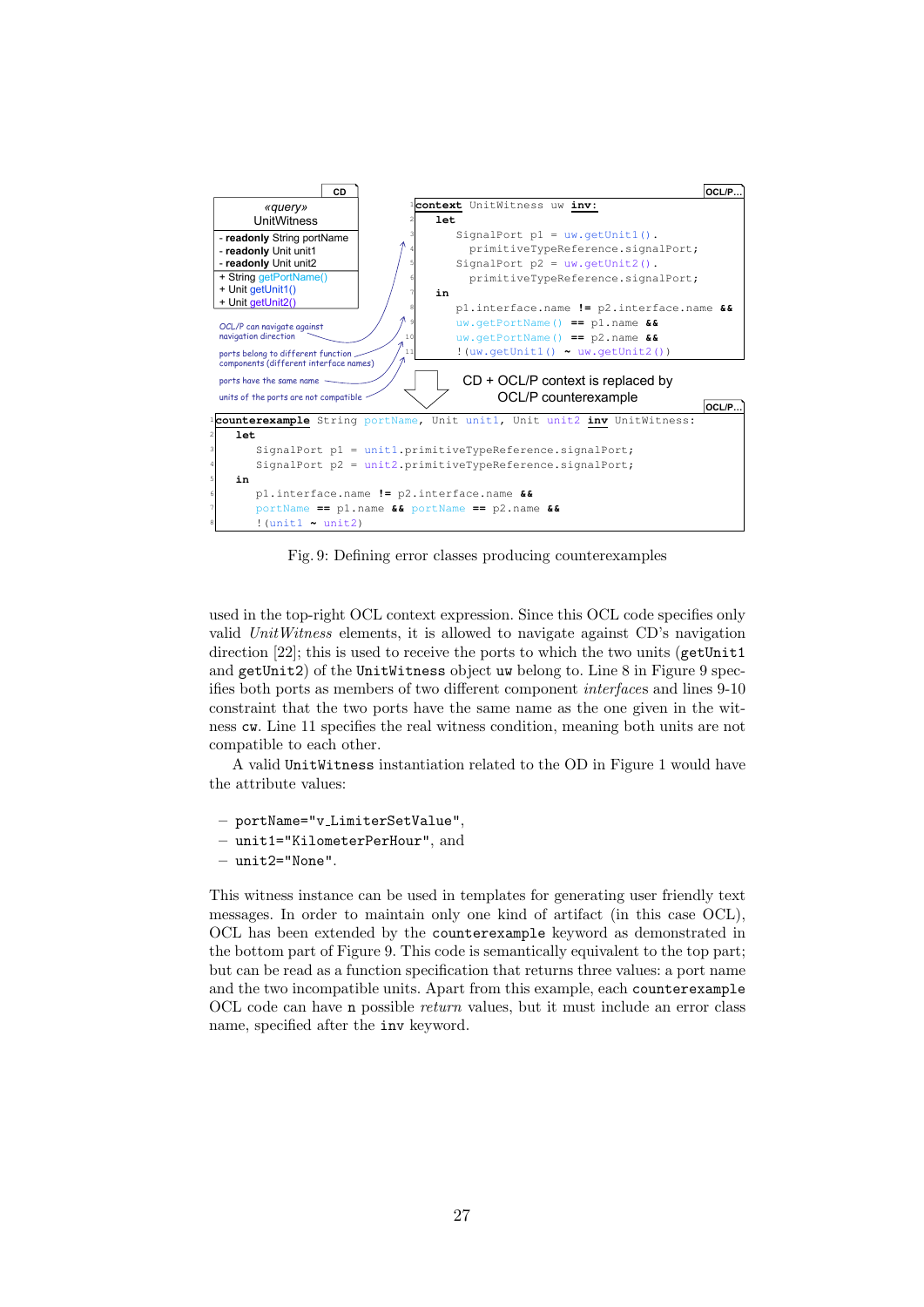CD

«query»
UnitWitness

- **readonly** String portName
- **readonly** Unit unit1
- **readonly** Unit unit2

+ String getPortName()
+ Unit getUnit1()
+ Unit getUnit2()

OCL/P can navigate against navigation direction

ports belong to different function components (different interface names)

ports have the same name

units of the ports are not compatible

OCL/P...

```
context UnitWitness uw inv:
  let
    SignalPort p1 = uw.getUnit1().
      primitiveTypeReference.signalPort;
    SignalPort p2 = uw.getUnit2().
      primitiveTypeReference.signalPort;
  in
    p1.interface.name != p2.interface.name &&
    uw.getPortName() == p1.name &&
    uw.getPortName() == p2.name &&
    !(uw.getUnit1() ~ uw.getUnit2())
```

CD + OCL/P context is replaced by OCL/P counterexample

OCL/P...

```
counterexample String portName, Unit unit1, Unit unit2 inv UnitWitness:
  let
    SignalPort p1 = unit1.primitiveTypeReference.signalPort;
    SignalPort p2 = unit2.primitiveTypeReference.signalPort;
  in
    p1.interface.name != p2.interface.name &&
    portName == p1.name && portName == p2.name &&
    !(unit1 ~ unit2)
```

Fig. 9: Defining error classes producing counterexamples

used in the top-right OCL context expression. Since this OCL code specifies only valid *UnitWitness* elements, it is allowed to navigate against CD's navigation direction [22]; this is used to receive the ports to which the two units (`getUnit1` and `getUnit2`) of the `UnitWitness` object `uw` belong to. Line 8 in Figure 9 specifies both ports as members of two different component *interfaces* and lines 9-10 constraint that the two ports have the same name as the one given in the witness `cw`. Line 11 specifies the real witness condition, meaning both units are not compatible to each other.

A valid `UnitWitness` instantiation related to the OD in Figure 1 would have the attribute values:

- `portName="v_LimiterSetValue"`,
- `unit1="KilometerPerHour"`, and
- `unit2="None"`.

This witness instance can be used in templates for generating user friendly text messages. In order to maintain only one kind of artifact (in this case OCL), OCL has been extended by the `counterexample` keyword as demonstrated in the bottom part of Figure 9. This code is semantically equivalent to the top part; but can be read as a function specification that returns three values: a port name and the two incompatible units. Apart from this example, each `counterexample` OCL code can have `n` possible *return* values, but it must include an error class name, specified after the `inv` keyword.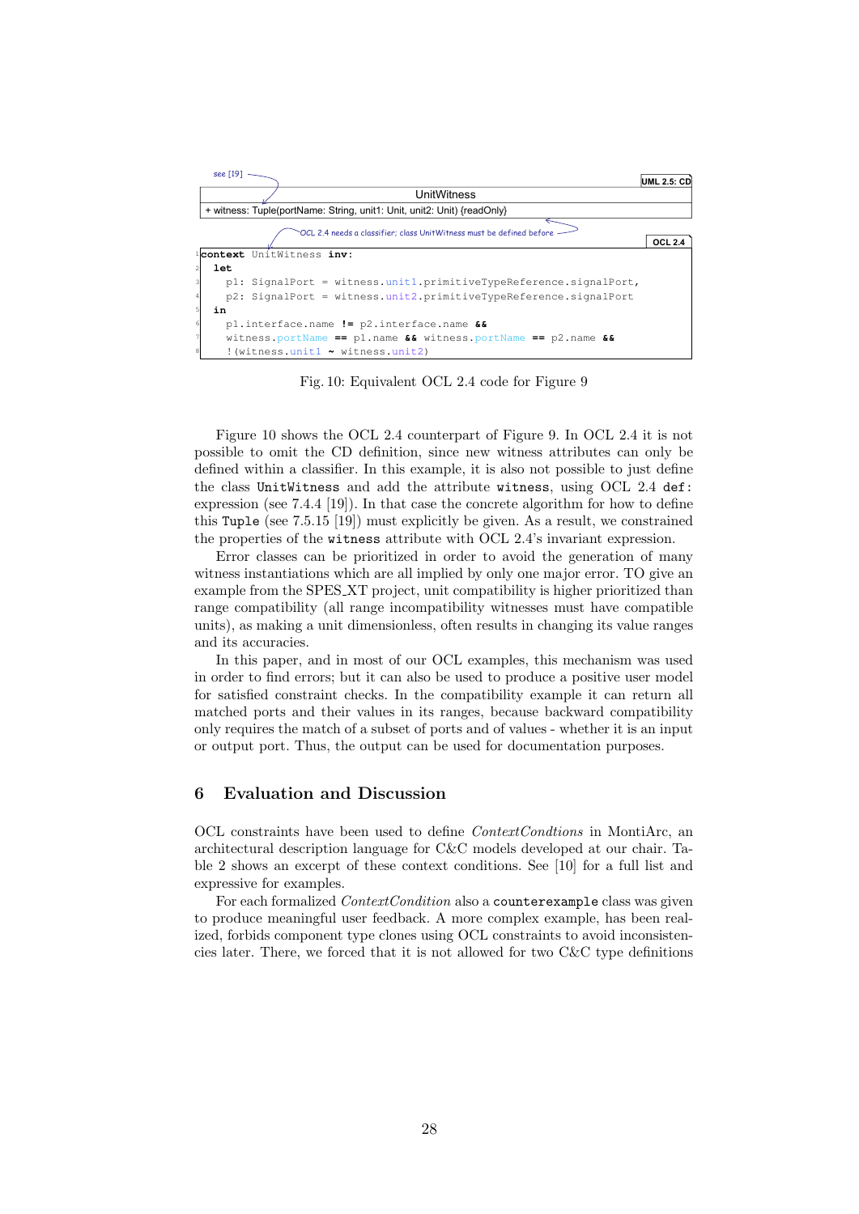see [19]

UML 2.5: CD

| UnitWitness |
| --- |
| + witness: Tuple(portName: String, unit1: Unit, unit2: Unit) {readOnly} |

OCL 2.4 needs a classifier; class UnitWitness must be defined before

OCL 2.4

```
context UnitWitness inv:
  let
    p1: SignalPort = witness.unit1.primitiveTypeReference.signalPort,
    p2: SignalPort = witness.unit2.primitiveTypeReference.signalPort
  in
    p1.interface.name != p2.interface.name &&
    witness.portName == p1.name && witness.portName == p2.name &&
    !(witness.unit1 ~ witness.unit2)
```

Fig. 10: Equivalent OCL 2.4 code for Figure 9

Figure 10 shows the OCL 2.4 counterpart of Figure 9. In OCL 2.4 it is not possible to omit the CD definition, since new witness attributes can only be defined within a classifier. In this example, it is also not possible to just define the class `UnitWitness` and add the attribute `witness`, using OCL 2.4 `def:` expression (see 7.4.4 [19]). In that case the concrete algorithm for how to define this `Tuple` (see 7.5.15 [19]) must explicitly be given. As a result, we constrained the properties of the `witness` attribute with OCL 2.4's invariant expression.

Error classes can be prioritized in order to avoid the generation of many witness instantiations which are all implied by only one major error. TO give an example from the SPES_XT project, unit compatibility is higher prioritized than range compatibility (all range incompatibility witnesses must have compatible units), as making a unit dimensionless, often results in changing its value ranges and its accuracies.

In this paper, and in most of our OCL examples, this mechanism was used in order to find errors; but it can also be used to produce a positive user model for satisfied constraint checks. In the compatibility example it can return all matched ports and their values in its ranges, because backward compatibility only requires the match of a subset of ports and of values - whether it is an input or output port. Thus, the output can be used for documentation purposes.

## 6 Evaluation and Discussion

OCL constraints have been used to define *ContextCondtions* in MontiArc, an architectural description language for C&C models developed at our chair. Table 2 shows an excerpt of these context conditions. See [10] for a full list and expressive for examples.

For each formalized *ContextCondition* also a `counterexample` class was given to produce meaningful user feedback. A more complex example, has been realized, forbids component type clones using OCL constraints to avoid inconsistencies later. There, we forced that it is not allowed for two C&C type definitions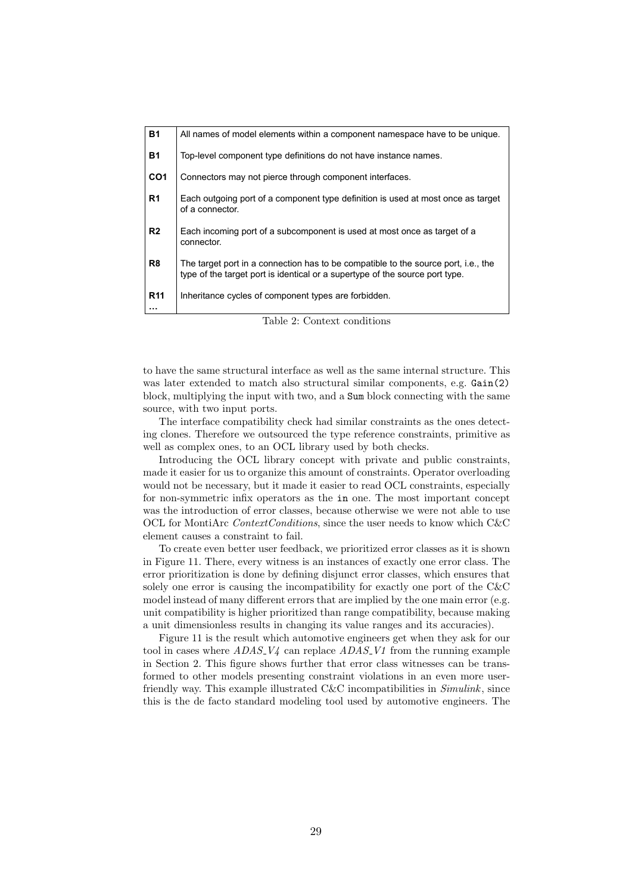| | |
|---|---|
| **B1** | All names of model elements within a component namespace have to be unique. |
| **B1** | Top-level component type definitions do not have instance names. |
| **CO1** | Connectors may not pierce through component interfaces. |
| **R1** | Each outgoing port of a component type definition is used at most once as target of a connector. |
| **R2** | Each incoming port of a subcomponent is used at most once as target of a connector. |
| **R8** | The target port in a connection has to be compatible to the source port, i.e., the type of the target port is identical or a supertype of the source port type. |
| **R11** | Inheritance cycles of component types are forbidden. |
| **...** | |

Table 2: Context conditions

to have the same structural interface as well as the same internal structure. This was later extended to match also structural similar components, e.g. `Gain(2)` block, multiplying the input with two, and a `Sum` block connecting with the same source, with two input ports.

The interface compatibility check had similar constraints as the ones detecting clones. Therefore we outsourced the type reference constraints, primitive as well as complex ones, to an OCL library used by both checks.

Introducing the OCL library concept with private and public constraints, made it easier for us to organize this amount of constraints. Operator overloading would not be necessary, but it made it easier to read OCL constraints, especially for non-symmetric infix operators as the `in` one. The most important concept was the introduction of error classes, because otherwise we were not able to use OCL for MontiArc *ContextConditions*, since the user needs to know which C&C element causes a constraint to fail.

To create even better user feedback, we prioritized error classes as it is shown in Figure 11. There, every witness is an instances of exactly one error class. The error prioritization is done by defining disjunct error classes, which ensures that solely one error is causing the incompatibility for exactly one port of the C&C model instead of many different errors that are implied by the one main error (e.g. unit compatibility is higher prioritized than range compatibility, because making a unit dimensionless results in changing its value ranges and its accuracies).

Figure 11 is the result which automotive engineers get when they ask for our tool in cases where *ADAS_V4* can replace *ADAS_V1* from the running example in Section 2. This figure shows further that error class witnesses can be transformed to other models presenting constraint violations in an even more user-friendly way. This example illustrated C&C incompatibilities in *Simulink*, since this is the de facto standard modeling tool used by automotive engineers. The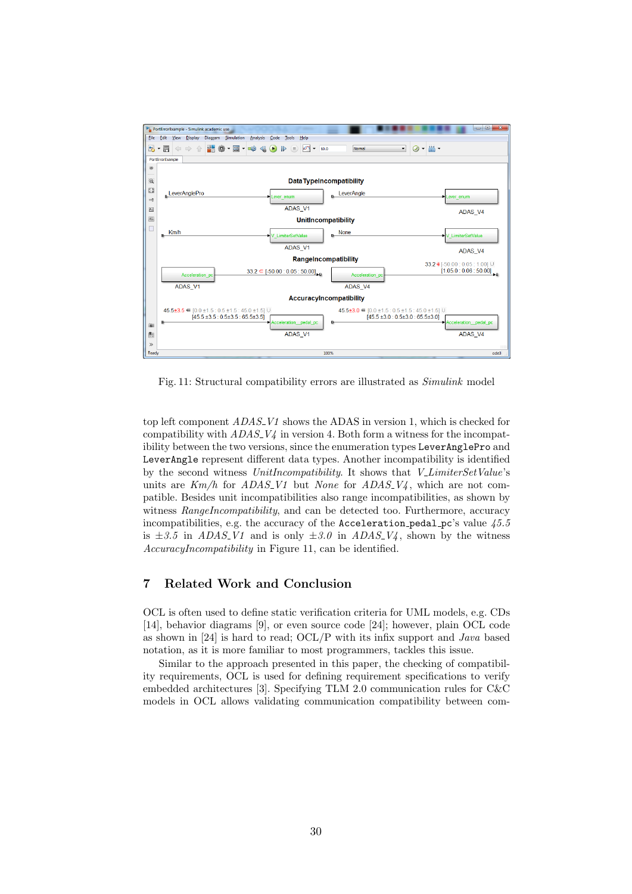Fig. 11: Structural compatibility errors are illustrated as *Simulink* model

top left component *ADAS_V1* shows the ADAS in version 1, which is checked for compatibility with *ADAS_V4* in version 4. Both form a witness for the incompatibility between the two versions, since the enumeration types `LeverAnglePro` and `LeverAngle` represent different data types. Another incompatibility is identified by the second witness *UnitIncompatibility*. It shows that *V_LimiterSetValue*'s units are *Km/h* for *ADAS_V1* but *None* for *ADAS_V4*, which are not compatible. Besides unit incompatibilities also range incompatibilities, as shown by witness *RangeIncompatibility*, and can be detected too. Furthermore, accuracy incompatibilities, e.g. the accuracy of the `Acceleration_pedal_pc`'s value *45.5* is $\pm$*3.5* in *ADAS_V1* and is only $\pm$*3.0* in *ADAS_V4*, shown by the witness *AccuracyIncompatibility* in Figure 11, can be identified.

## 7 Related Work and Conclusion

OCL is often used to define static verification criteria for UML models, e.g. CDs [14], behavior diagrams [9], or even source code [24]; however, plain OCL code as shown in [24] is hard to read; OCL/P with its infix support and *Java* based notation, as it is more familiar to most programmers, tackles this issue.

Similar to the approach presented in this paper, the checking of compatibility requirements, OCL is used for defining requirement specifications to verify embedded architectures [3]. Specifying TLM 2.0 communication rules for C&C models in OCL allows validating communication compatibility between com-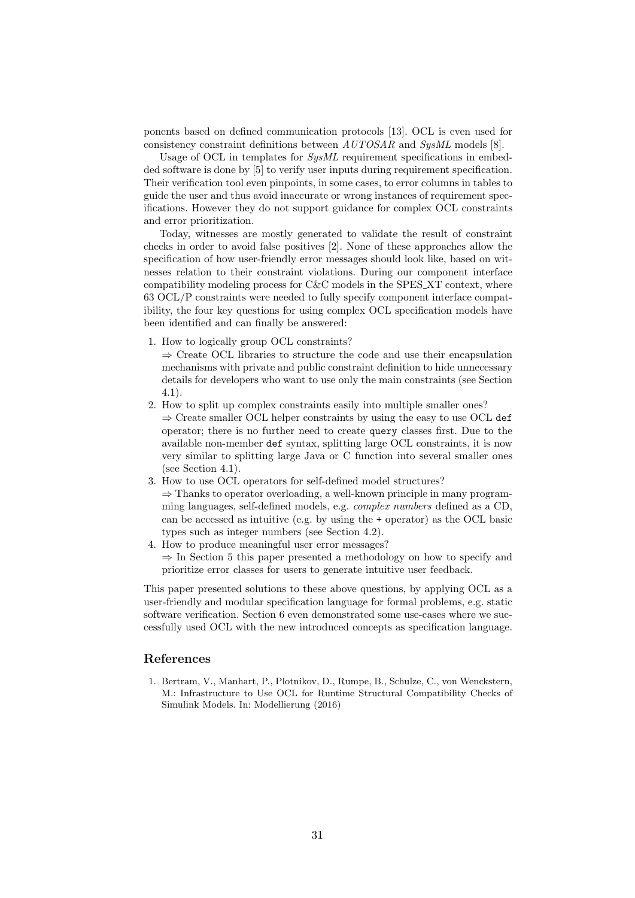ponents based on defined communication protocols [13]. OCL is even used for consistency constraint definitions between *AUTOSAR* and *SysML* models [8].

Usage of OCL in templates for *SysML* requirement specifications in embedded software is done by [5] to verify user inputs during requirement specification. Their verification tool even pinpoints, in some cases, to error columns in tables to guide the user and thus avoid inaccurate or wrong instances of requirement specifications. However they do not support guidance for complex OCL constraints and error prioritization.

Today, witnesses are mostly generated to validate the result of constraint checks in order to avoid false positives [2]. None of these approaches allow the specification of how user-friendly error messages should look like, based on witnesses relation to their constraint violations. During our component interface compatibility modeling process for C&C models in the SPES_XT context, where 63 OCL/P constraints were needed to fully specify component interface compatibility, the four key questions for using complex OCL specification models have been identified and can finally be answered:

1. How to logically group OCL constraints?
   ⇒ Create OCL libraries to structure the code and use their encapsulation mechanisms with private and public constraint definition to hide unnecessary details for developers who want to use only the main constraints (see Section 4.1).
2. How to split up complex constraints easily into multiple smaller ones?
   ⇒ Create smaller OCL helper constraints by using the easy to use OCL `def` operator; there is no further need to create `query` classes first. Due to the available non-member `def` syntax, splitting large OCL constraints, it is now very similar to splitting large Java or C function into several smaller ones (see Section 4.1).
3. How to use OCL operators for self-defined model structures?
   ⇒ Thanks to operator overloading, a well-known principle in many programming languages, self-defined models, e.g. *complex numbers* defined as a CD, can be accessed as intuitive (e.g. by using the `+` operator) as the OCL basic types such as integer numbers (see Section 4.2).
4. How to produce meaningful user error messages?
   ⇒ In Section 5 this paper presented a methodology on how to specify and prioritize error classes for users to generate intuitive user feedback.

This paper presented solutions to these above questions, by applying OCL as a user-friendly and modular specification language for formal problems, e.g. static software verification. Section 6 even demonstrated some use-cases where we successfully used OCL with the new introduced concepts as specification language.

## References

1. Bertram, V., Manhart, P., Plotnikov, D., Rumpe, B., Schulze, C., von Wenckstern, M.: Infrastructure to Use OCL for Runtime Structural Compatibility Checks of Simulink Models. In: Modellierung (2016)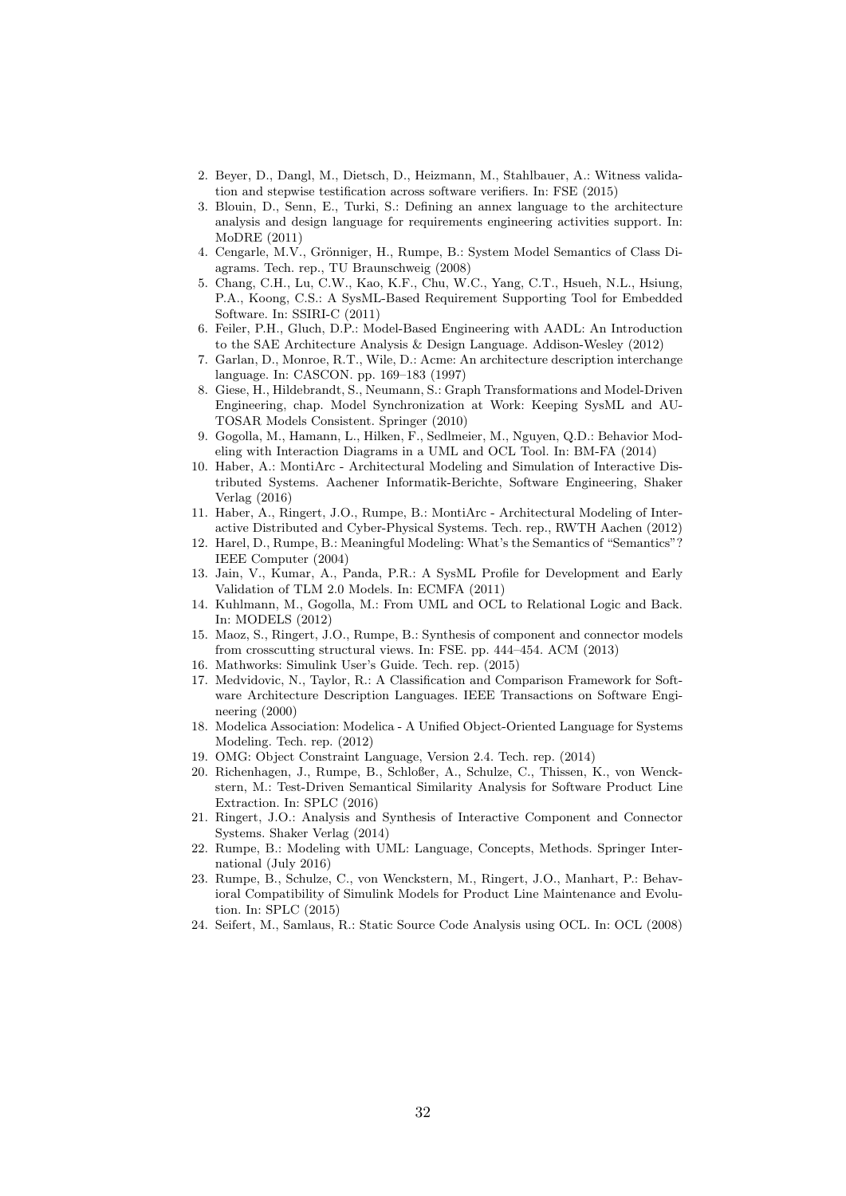2. Beyer, D., Dangl, M., Dietsch, D., Heizmann, M., Stahlbauer, A.: Witness validation and stepwise testification across software verifiers. In: FSE (2015)
3. Blouin, D., Senn, E., Turki, S.: Defining an annex language to the architecture analysis and design language for requirements engineering activities support. In: MoDRE (2011)
4. Cengarle, M.V., Grönniger, H., Rumpe, B.: System Model Semantics of Class Diagrams. Tech. rep., TU Braunschweig (2008)
5. Chang, C.H., Lu, C.W., Kao, K.F., Chu, W.C., Yang, C.T., Hsueh, N.L., Hsiung, P.A., Koong, C.S.: A SysML-Based Requirement Supporting Tool for Embedded Software. In: SSIRI-C (2011)
6. Feiler, P.H., Gluch, D.P.: Model-Based Engineering with AADL: An Introduction to the SAE Architecture Analysis & Design Language. Addison-Wesley (2012)
7. Garlan, D., Monroe, R.T., Wile, D.: Acme: An architecture description interchange language. In: CASCON. pp. 169–183 (1997)
8. Giese, H., Hildebrandt, S., Neumann, S.: Graph Transformations and Model-Driven Engineering, chap. Model Synchronization at Work: Keeping SysML and AUTOSAR Models Consistent. Springer (2010)
9. Gogolla, M., Hamann, L., Hilken, F., Sedlmeier, M., Nguyen, Q.D.: Behavior Modeling with Interaction Diagrams in a UML and OCL Tool. In: BM-FA (2014)
10. Haber, A.: MontiArc - Architectural Modeling and Simulation of Interactive Distributed Systems. Aachener Informatik-Berichte, Software Engineering, Shaker Verlag (2016)
11. Haber, A., Ringert, J.O., Rumpe, B.: MontiArc - Architectural Modeling of Interactive Distributed and Cyber-Physical Systems. Tech. rep., RWTH Aachen (2012)
12. Harel, D., Rumpe, B.: Meaningful Modeling: What's the Semantics of "Semantics"? IEEE Computer (2004)
13. Jain, V., Kumar, A., Panda, P.R.: A SysML Profile for Development and Early Validation of TLM 2.0 Models. In: ECMFA (2011)
14. Kuhlmann, M., Gogolla, M.: From UML and OCL to Relational Logic and Back. In: MODELS (2012)
15. Maoz, S., Ringert, J.O., Rumpe, B.: Synthesis of component and connector models from crosscutting structural views. In: FSE. pp. 444–454. ACM (2013)
16. Mathworks: Simulink User's Guide. Tech. rep. (2015)
17. Medvidovic, N., Taylor, R.: A Classification and Comparison Framework for Software Architecture Description Languages. IEEE Transactions on Software Engineering (2000)
18. Modelica Association: Modelica - A Unified Object-Oriented Language for Systems Modeling. Tech. rep. (2012)
19. OMG: Object Constraint Language, Version 2.4. Tech. rep. (2014)
20. Richenhagen, J., Rumpe, B., Schloßer, A., Schulze, C., Thissen, K., von Wenckstern, M.: Test-Driven Semantical Similarity Analysis for Software Product Line Extraction. In: SPLC (2016)
21. Ringert, J.O.: Analysis and Synthesis of Interactive Component and Connector Systems. Shaker Verlag (2014)
22. Rumpe, B.: Modeling with UML: Language, Concepts, Methods. Springer International (July 2016)
23. Rumpe, B., Schulze, C., von Wenckstern, M., Ringert, J.O., Manhart, P.: Behavioral Compatibility of Simulink Models for Product Line Maintenance and Evolution. In: SPLC (2015)
24. Seifert, M., Samlaus, R.: Static Source Code Analysis using OCL. In: OCL (2008)